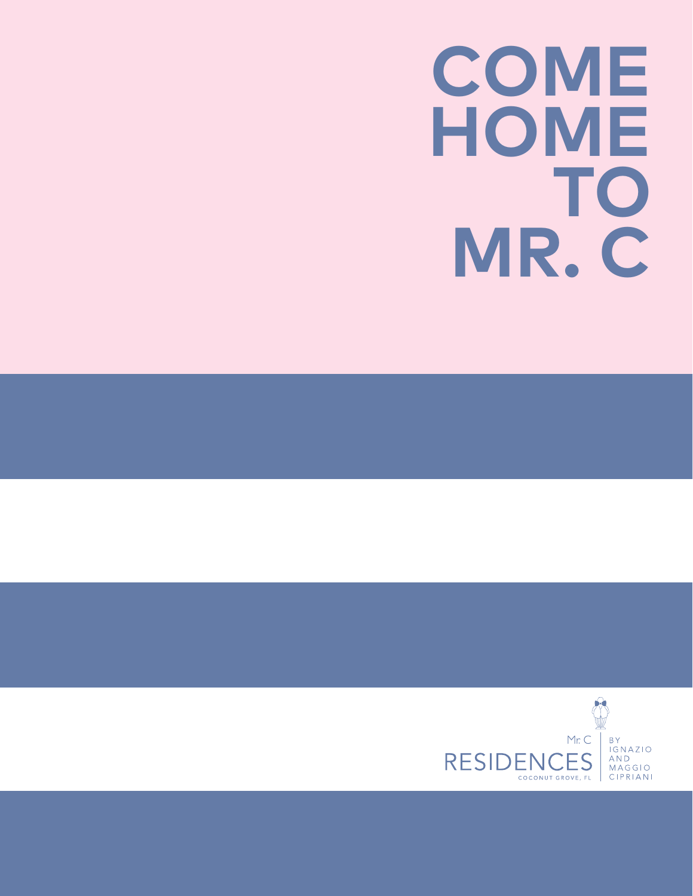# COME HOME TO MR. C

Mr. C RESIDENCES

COCONUT GROVE, FL

BY IGNAZIO AND MAGGIO CIPRIANI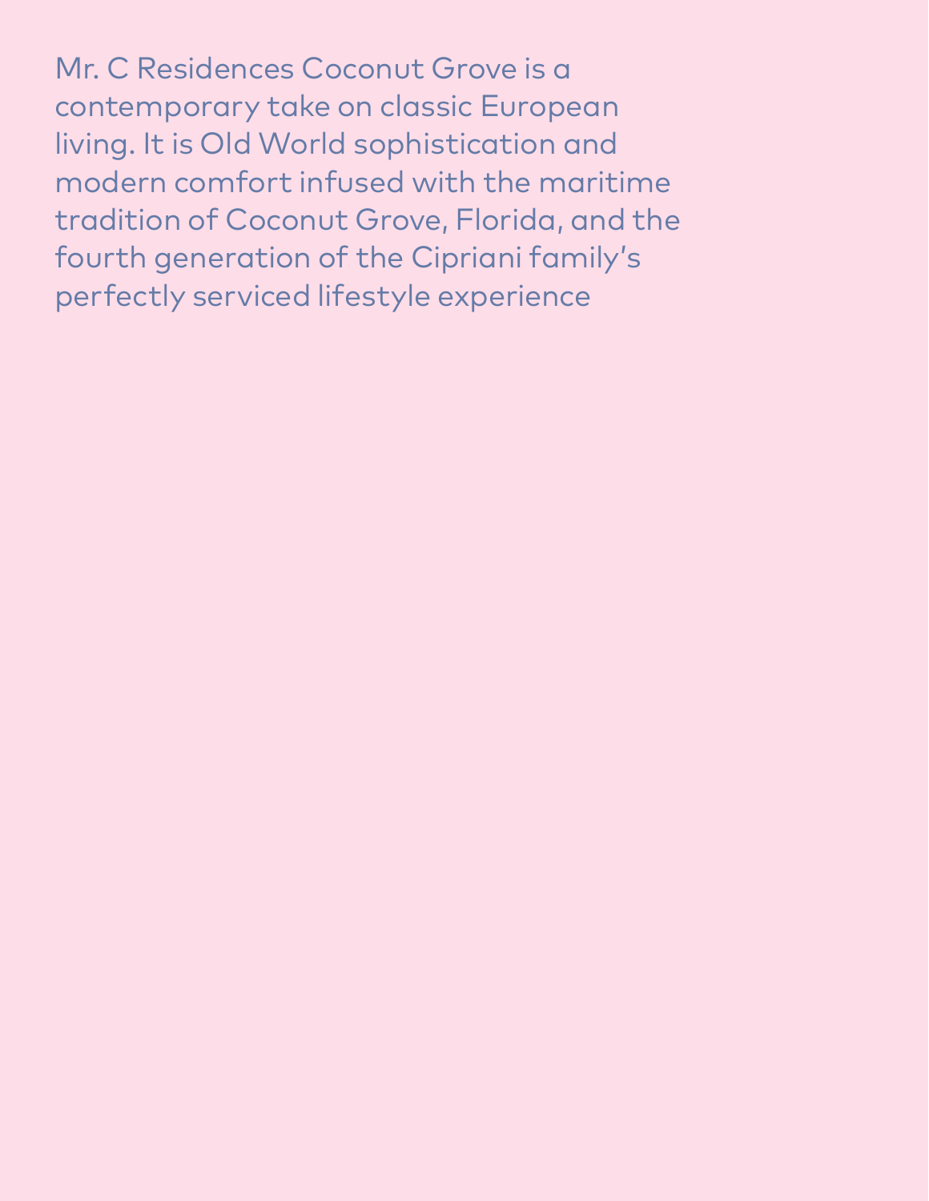Mr. C Residences Coconut Grove is a contemporary take on classic European living. It is Old World sophistication and modern comfort infused with the maritime tradition of Coconut Grove, Florida, and the fourth generation of the Cipriani family's perfectly serviced lifestyle experience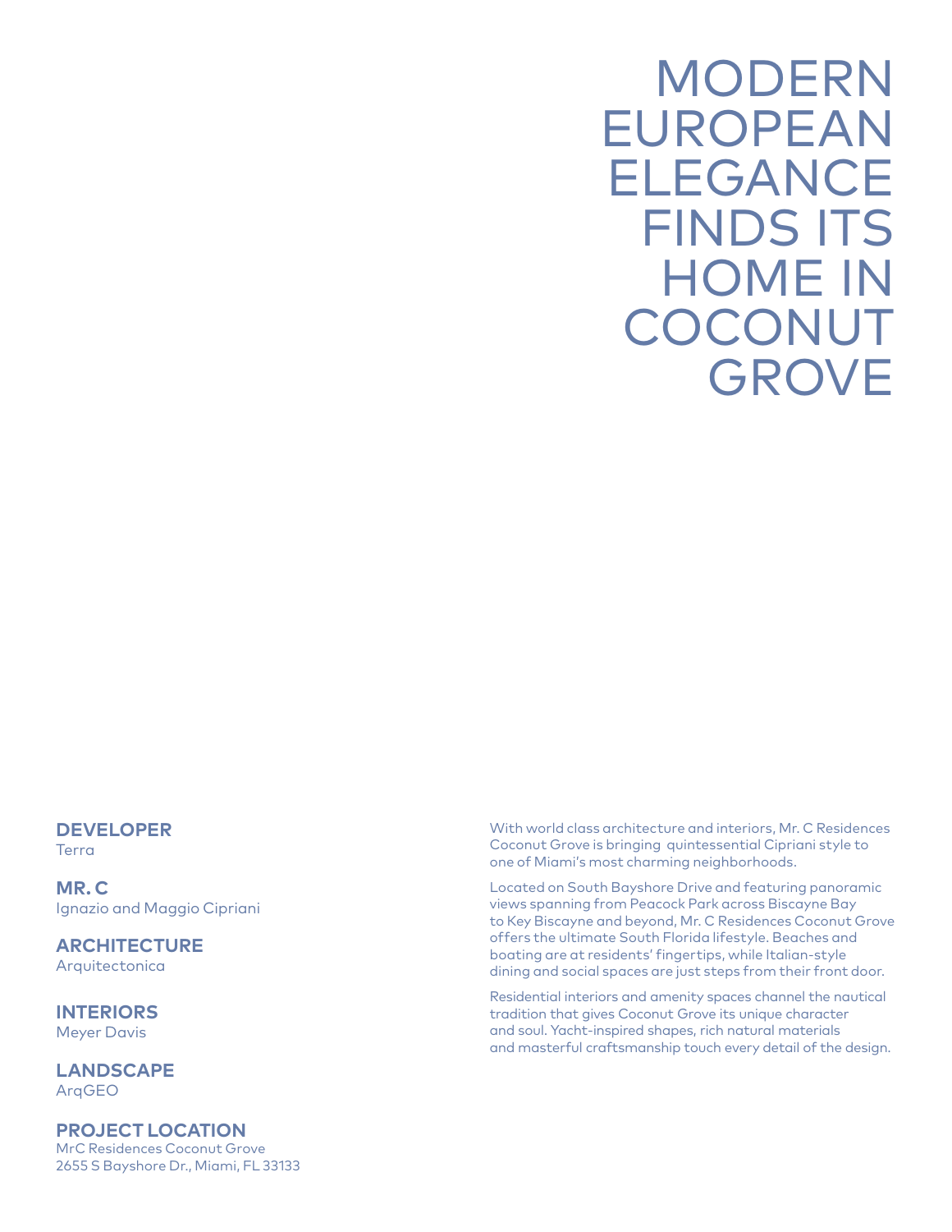# MODERN EUROPEAN ELEGANCE FINDS ITS HOME IN COCONUT GROVE

**DEVELOPER**
Terra

**MR. C**
Ignazio and Maggio Cipriani

**ARCHITECTURE**
Arquitectonica

**INTERIORS**
Meyer Davis

**LANDSCAPE**
ArqGEO

**PROJECT LOCATION**
MrC Residences Coconut Grove
2655 S Bayshore Dr., Miami, FL 33133

With world class architecture and interiors, Mr. C Residences Coconut Grove is bringing quintessential Cipriani style to one of Miami's most charming neighborhoods.

Located on South Bayshore Drive and featuring panoramic views spanning from Peacock Park across Biscayne Bay to Key Biscayne and beyond, Mr. C Residences Coconut Grove offers the ultimate South Florida lifestyle. Beaches and boating are at residents' fingertips, while Italian-style dining and social spaces are just steps from their front door.

Residential interiors and amenity spaces channel the nautical tradition that gives Coconut Grove its unique character and soul. Yacht-inspired shapes, rich natural materials and masterful craftsmanship touch every detail of the design.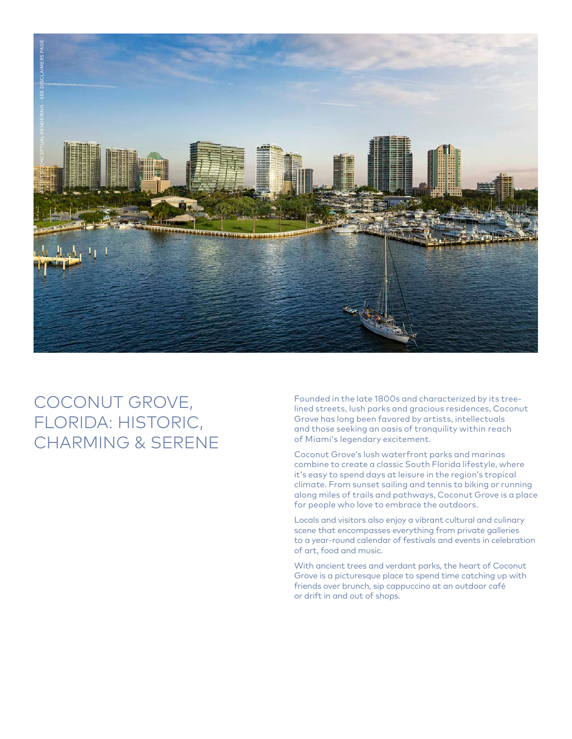# COCONUT GROVE, FLORIDA: HISTORIC, CHARMING & SERENE

Founded in the late 1800s and characterized by its tree-lined streets, lush parks and gracious residences, Coconut Grove has long been favored by artists, intellectuals and those seeking an oasis of tranquility within reach of Miami's legendary excitement.

Coconut Grove's lush waterfront parks and marinas combine to create a classic South Florida lifestyle, where it's easy to spend days at leisure in the region's tropical climate. From sunset sailing and tennis to biking or running along miles of trails and pathways, Coconut Grove is a place for people who love to embrace the outdoors.

Locals and visitors also enjoy a vibrant cultural and culinary scene that encompasses everything from private galleries to a year-round calendar of festivals and events in celebration of art, food and music.

With ancient trees and verdant parks, the heart of Coconut Grove is a picturesque place to spend time catching up with friends over brunch, sip cappuccino at an outdoor café or drift in and out of shops.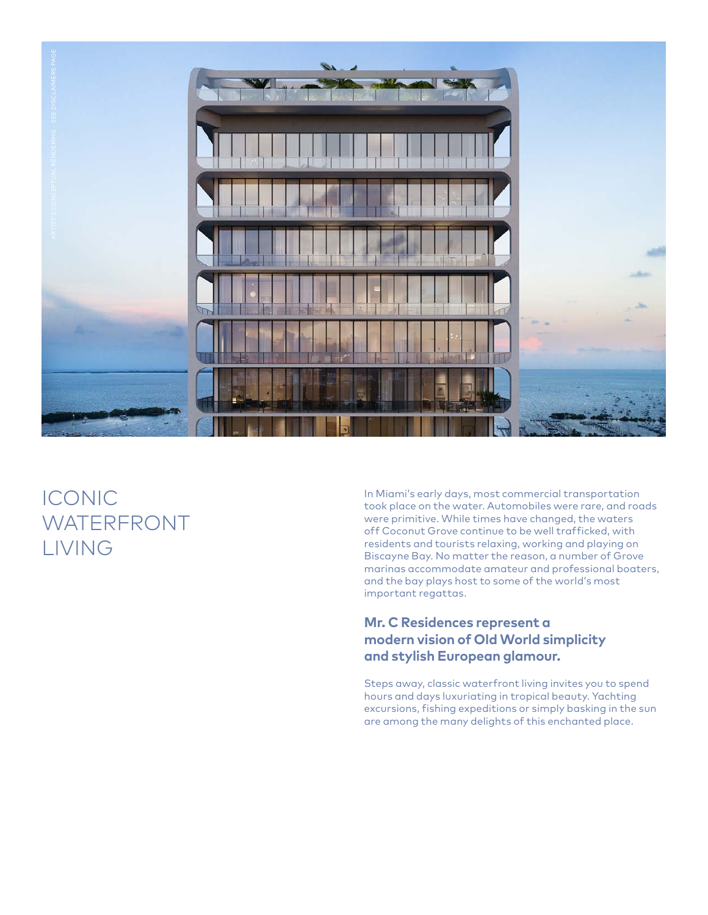ARTIST'S CONCEPTUAL RENDERING - SEE DISCLAIMERS PAGE

# ICONIC WATERFRONT LIVING

In Miami's early days, most commercial transportation took place on the water. Automobiles were rare, and roads were primitive. While times have changed, the waters off Coconut Grove continue to be well trafficked, with residents and tourists relaxing, working and playing on Biscayne Bay. No matter the reason, a number of Grove marinas accommodate amateur and professional boaters, and the bay plays host to some of the world's most important regattas.

**Mr. C Residences represent a modern vision of Old World simplicity and stylish European glamour.**

Steps away, classic waterfront living invites you to spend hours and days luxuriating in tropical beauty. Yachting excursions, fishing expeditions or simply basking in the sun are among the many delights of this enchanted place.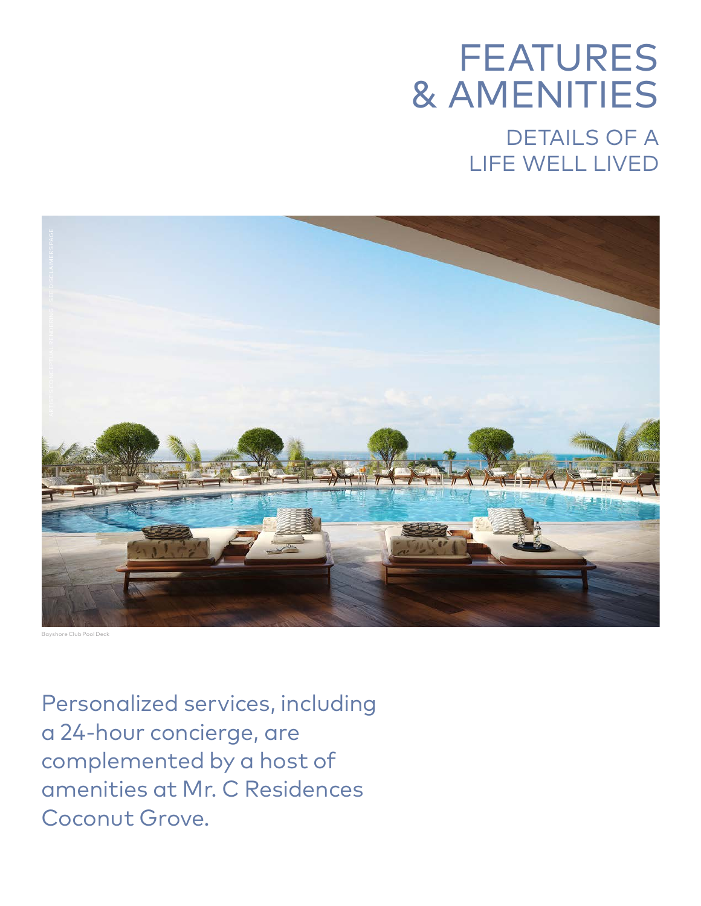# FEATURES & AMENITIES

## DETAILS OF A LIFE WELL LIVED

ARTIST'S CONCEPTUAL RENDERING - SEE DISCLAIMERS PAGE

Bayshore Club Pool Deck

Personalized services, including a 24-hour concierge, are complemented by a host of amenities at Mr. C Residences Coconut Grove.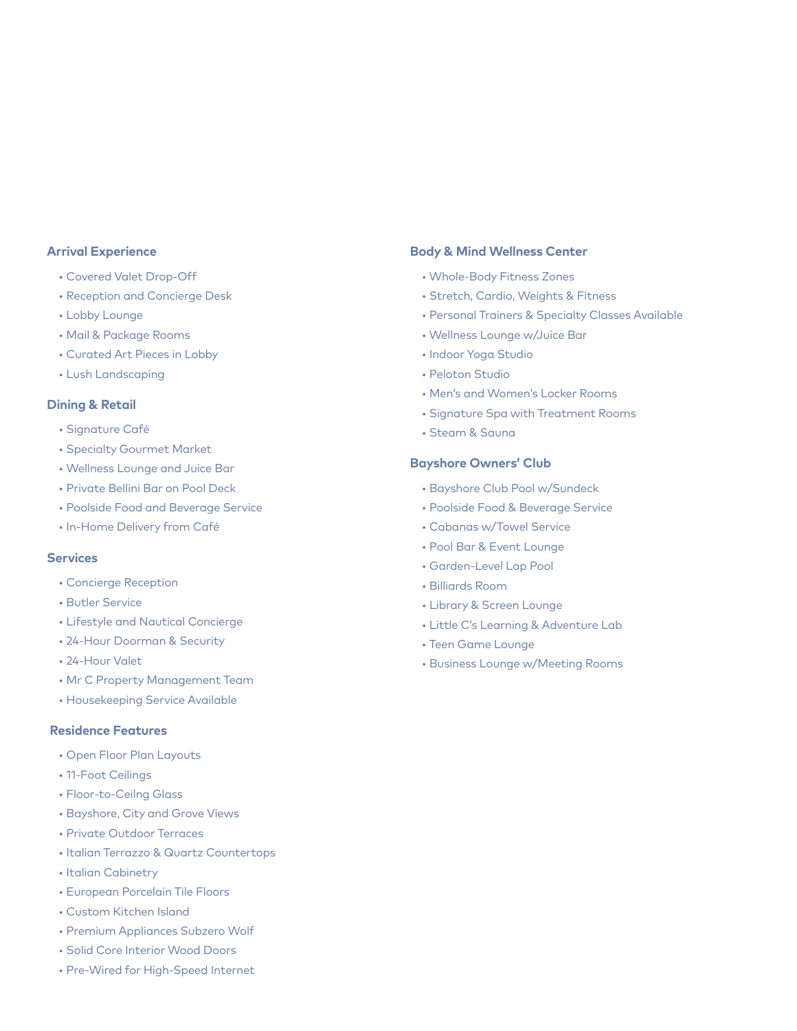### Arrival Experience

- Covered Valet Drop-Off
- Reception and Concierge Desk
- Lobby Lounge
- Mail & Package Rooms
- Curated Art Pieces in Lobby
- Lush Landscaping

### Dining & Retail

- Signature Café
- Specialty Gourmet Market
- Wellness Lounge and Juice Bar
- Private Bellini Bar on Pool Deck
- Poolside Food and Beverage Service
- In-Home Delivery from Café

### Services

- Concierge Reception
- Butler Service
- Lifestyle and Nautical Concierge
- 24-Hour Doorman & Security
- 24-Hour Valet
- Mr C Property Management Team
- Housekeeping Service Available

### Residence Features

- Open Floor Plan Layouts
- 11-Foot Ceilings
- Floor-to-Ceilng Glass
- Bayshore, City and Grove Views
- Private Outdoor Terraces
- Italian Terrazzo & Quartz Countertops
- Italian Cabinetry
- European Porcelain Tile Floors
- Custom Kitchen Island
- Premium Appliances Subzero Wolf
- Solid Core Interior Wood Doors
- Pre-Wired for High-Speed Internet

### Body & Mind Wellness Center

- Whole-Body Fitness Zones
- Stretch, Cardio, Weights & Fitness
- Personal Trainers & Specialty Classes Available
- Wellness Lounge w/Juice Bar
- Indoor Yoga Studio
- Peloton Studio
- Men's and Women's Locker Rooms
- Signature Spa with Treatment Rooms
- Steam & Sauna

### Bayshore Owners' Club

- Bayshore Club Pool w/Sundeck
- Poolside Food & Beverage Service
- Cabanas w/Towel Service
- Pool Bar & Event Lounge
- Garden-Level Lap Pool
- Billiards Room
- Library & Screen Lounge
- Little C's Learning & Adventure Lab
- Teen Game Lounge
- Business Lounge w/Meeting Rooms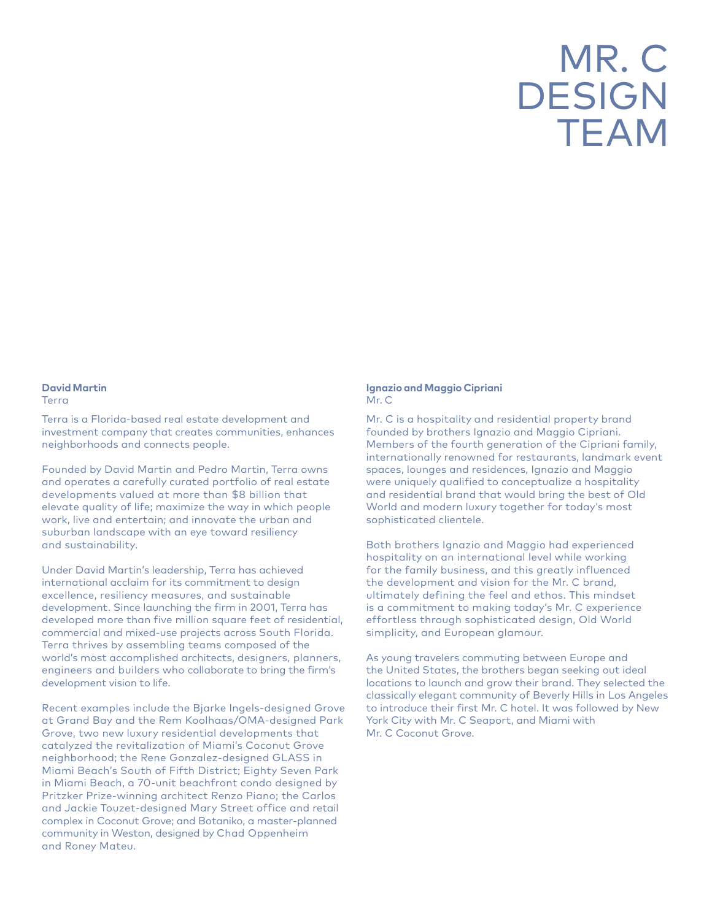# MR. C DESIGN TEAM

**David Martin**
Terra

Terra is a Florida-based real estate development and investment company that creates communities, enhances neighborhoods and connects people.

Founded by David Martin and Pedro Martin, Terra owns and operates a carefully curated portfolio of real estate developments valued at more than $8 billion that elevate quality of life; maximize the way in which people work, live and entertain; and innovate the urban and suburban landscape with an eye toward resiliency and sustainability.

Under David Martin's leadership, Terra has achieved international acclaim for its commitment to design excellence, resiliency measures, and sustainable development. Since launching the firm in 2001, Terra has developed more than five million square feet of residential, commercial and mixed-use projects across South Florida. Terra thrives by assembling teams composed of the world's most accomplished architects, designers, planners, engineers and builders who collaborate to bring the firm's development vision to life.

Recent examples include the Bjarke Ingels-designed Grove at Grand Bay and the Rem Koolhaas/OMA-designed Park Grove, two new luxury residential developments that catalyzed the revitalization of Miami's Coconut Grove neighborhood; the Rene Gonzalez-designed GLASS in Miami Beach's South of Fifth District; Eighty Seven Park in Miami Beach, a 70-unit beachfront condo designed by Pritzker Prize-winning architect Renzo Piano; the Carlos and Jackie Touzet-designed Mary Street office and retail complex in Coconut Grove; and Botaniko, a master-planned community in Weston, designed by Chad Oppenheim and Roney Mateu.

**Ignazio and Maggio Cipriani**
Mr. C

Mr. C is a hospitality and residential property brand founded by brothers Ignazio and Maggio Cipriani. Members of the fourth generation of the Cipriani family, internationally renowned for restaurants, landmark event spaces, lounges and residences, Ignazio and Maggio were uniquely qualified to conceptualize a hospitality and residential brand that would bring the best of Old World and modern luxury together for today's most sophisticated clientele.

Both brothers Ignazio and Maggio had experienced hospitality on an international level while working for the family business, and this greatly influenced the development and vision for the Mr. C brand, ultimately defining the feel and ethos. This mindset is a commitment to making today's Mr. C experience effortless through sophisticated design, Old World simplicity, and European glamour.

As young travelers commuting between Europe and the United States, the brothers began seeking out ideal locations to launch and grow their brand. They selected the classically elegant community of Beverly Hills in Los Angeles to introduce their first Mr. C hotel. It was followed by New York City with Mr. C Seaport, and Miami with Mr. C Coconut Grove.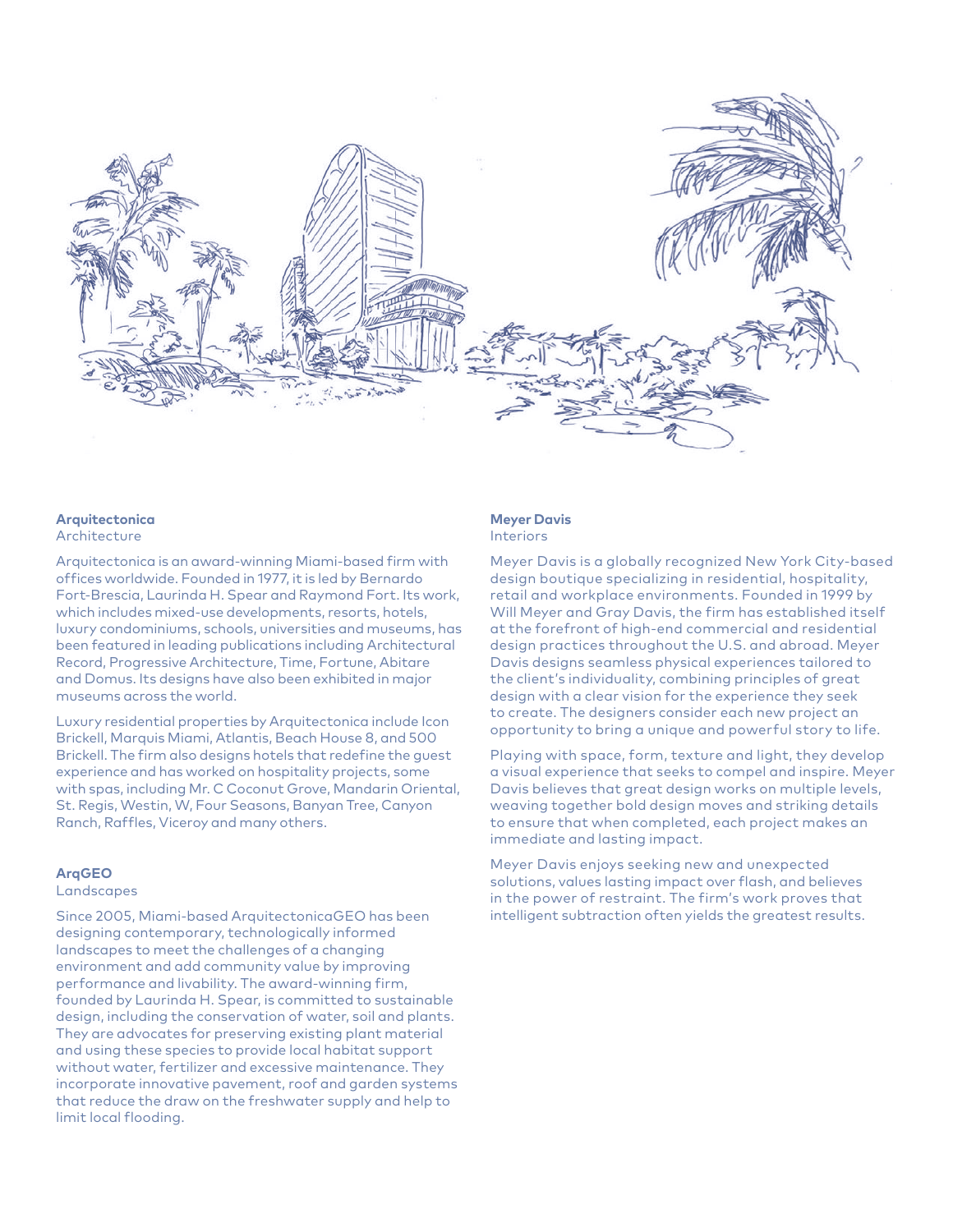**Arquitectonica**
Architecture

Arquitectonica is an award-winning Miami-based firm with offices worldwide. Founded in 1977, it is led by Bernardo Fort-Brescia, Laurinda H. Spear and Raymond Fort. Its work, which includes mixed-use developments, resorts, hotels, luxury condominiums, schools, universities and museums, has been featured in leading publications including Architectural Record, Progressive Architecture, Time, Fortune, Abitare and Domus. Its designs have also been exhibited in major museums across the world.

Luxury residential properties by Arquitectonica include Icon Brickell, Marquis Miami, Atlantis, Beach House 8, and 500 Brickell. The firm also designs hotels that redefine the guest experience and has worked on hospitality projects, some with spas, including Mr. C Coconut Grove, Mandarin Oriental, St. Regis, Westin, W, Four Seasons, Banyan Tree, Canyon Ranch, Raffles, Viceroy and many others.

**ArqGEO**
Landscapes

Since 2005, Miami-based ArquitectonicaGEO has been designing contemporary, technologically informed landscapes to meet the challenges of a changing environment and add community value by improving performance and livability. The award-winning firm, founded by Laurinda H. Spear, is committed to sustainable design, including the conservation of water, soil and plants. They are advocates for preserving existing plant material and using these species to provide local habitat support without water, fertilizer and excessive maintenance. They incorporate innovative pavement, roof and garden systems that reduce the draw on the freshwater supply and help to limit local flooding.

**Meyer Davis**
Interiors

Meyer Davis is a globally recognized New York City-based design boutique specializing in residential, hospitality, retail and workplace environments. Founded in 1999 by Will Meyer and Gray Davis, the firm has established itself at the forefront of high-end commercial and residential design practices throughout the U.S. and abroad. Meyer Davis designs seamless physical experiences tailored to the client's individuality, combining principles of great design with a clear vision for the experience they seek to create. The designers consider each new project an opportunity to bring a unique and powerful story to life.

Playing with space, form, texture and light, they develop a visual experience that seeks to compel and inspire. Meyer Davis believes that great design works on multiple levels, weaving together bold design moves and striking details to ensure that when completed, each project makes an immediate and lasting impact.

Meyer Davis enjoys seeking new and unexpected solutions, values lasting impact over flash, and believes in the power of restraint. The firm's work proves that intelligent subtraction often yields the greatest results.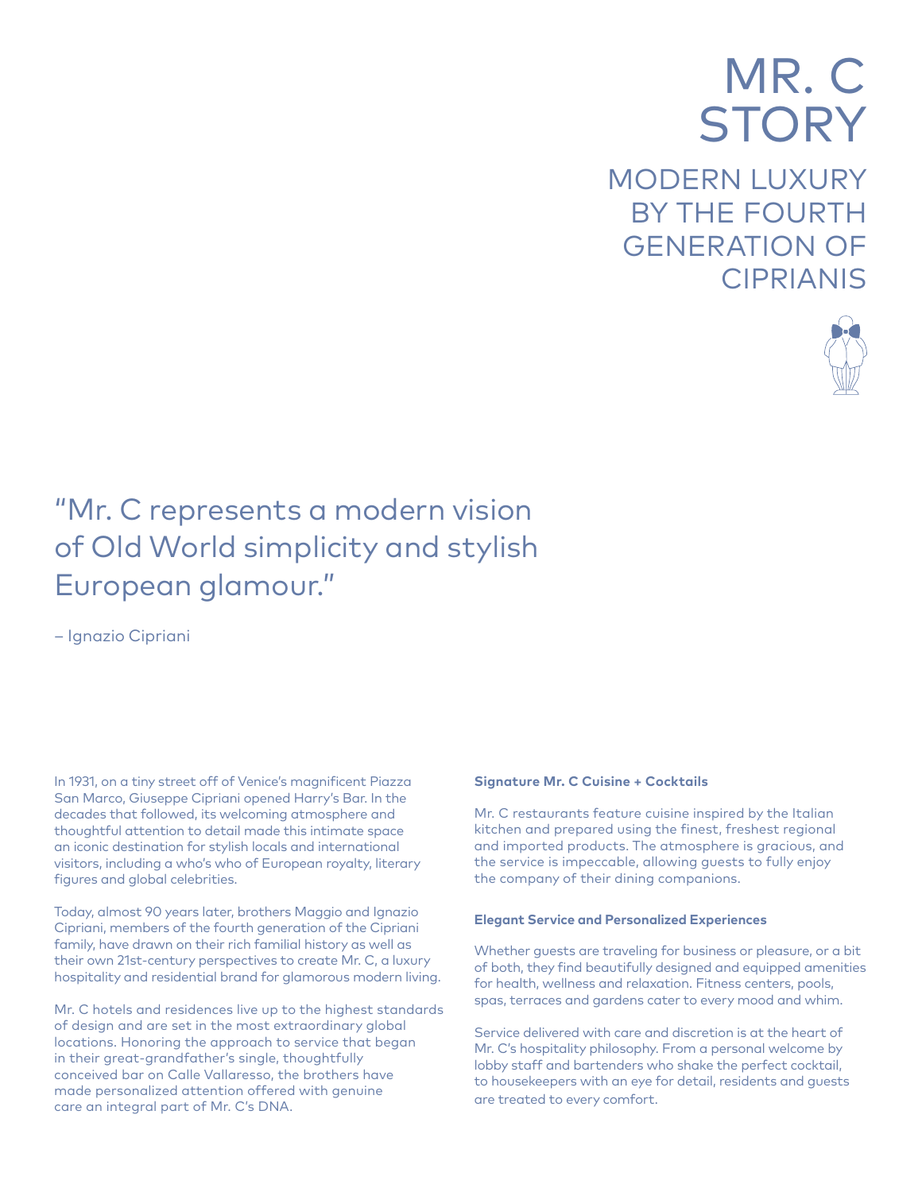# MR. C STORY

## MODERN LUXURY BY THE FOURTH GENERATION OF CIPRIANIS

"Mr. C represents a modern vision of Old World simplicity and stylish European glamour."

– Ignazio Cipriani

In 1931, on a tiny street off of Venice's magnificent Piazza San Marco, Giuseppe Cipriani opened Harry's Bar. In the decades that followed, its welcoming atmosphere and thoughtful attention to detail made this intimate space an iconic destination for stylish locals and international visitors, including a who's who of European royalty, literary figures and global celebrities.

Today, almost 90 years later, brothers Maggio and Ignazio Cipriani, members of the fourth generation of the Cipriani family, have drawn on their rich familial history as well as their own 21st-century perspectives to create Mr. C, a luxury hospitality and residential brand for glamorous modern living.

Mr. C hotels and residences live up to the highest standards of design and are set in the most extraordinary global locations. Honoring the approach to service that began in their great-grandfather's single, thoughtfully conceived bar on Calle Vallaresso, the brothers have made personalized attention offered with genuine care an integral part of Mr. C's DNA.

**Signature Mr. C Cuisine + Cocktails**

Mr. C restaurants feature cuisine inspired by the Italian kitchen and prepared using the finest, freshest regional and imported products. The atmosphere is gracious, and the service is impeccable, allowing guests to fully enjoy the company of their dining companions.

**Elegant Service and Personalized Experiences**

Whether guests are traveling for business or pleasure, or a bit of both, they find beautifully designed and equipped amenities for health, wellness and relaxation. Fitness centers, pools, spas, terraces and gardens cater to every mood and whim.

Service delivered with care and discretion is at the heart of Mr. C's hospitality philosophy. From a personal welcome by lobby staff and bartenders who shake the perfect cocktail, to housekeepers with an eye for detail, residents and guests are treated to every comfort.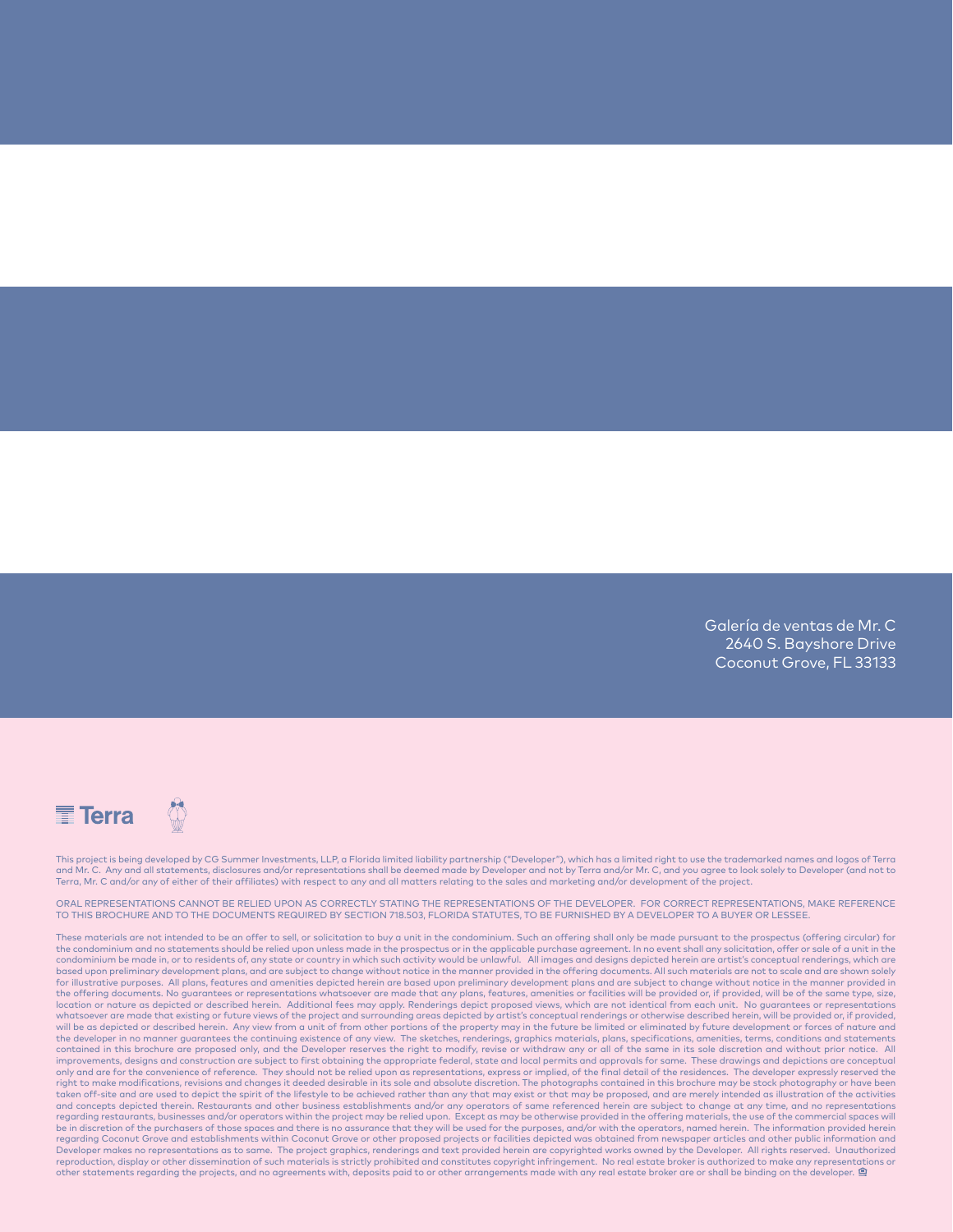Galería de ventas de Mr. C
2640 S. Bayshore Drive
Coconut Grove, FL 33133

Terra

This project is being developed by CG Summer Investments, LLP, a Florida limited liability partnership ("Developer"), which has a limited right to use the trademarked names and logos of Terra and Mr. C. Any and all statements, disclosures and/or representations shall be deemed made by Developer and not by Terra and/or Mr. C, and you agree to look solely to Developer (and not to Terra, Mr. C and/or any of either of their affiliates) with respect to any and all matters relating to the sales and marketing and/or development of the project.

ORAL REPRESENTATIONS CANNOT BE RELIED UPON AS CORRECTLY STATING THE REPRESENTATIONS OF THE DEVELOPER. FOR CORRECT REPRESENTATIONS, MAKE REFERENCE TO THIS BROCHURE AND TO THE DOCUMENTS REQUIRED BY SECTION 718.503, FLORIDA STATUTES, TO BE FURNISHED BY A DEVELOPER TO A BUYER OR LESSEE.

These materials are not intended to be an offer to sell, or solicitation to buy a unit in the condominium. Such an offering shall only be made pursuant to the prospectus (offering circular) for the condominium and no statements should be relied upon unless made in the prospectus or in the applicable purchase agreement. In no event shall any solicitation, offer or sale of a unit in the condominium be made in, or to residents of, any state or country in which such activity would be unlawful. All images and designs depicted herein are artist's conceptual renderings, which are based upon preliminary development plans, and are subject to change without notice in the manner provided in the offering documents. All such materials are not to scale and are shown solely for illustrative purposes. All plans, features and amenities depicted herein are based upon preliminary development plans and are subject to change without notice in the manner provided in the offering documents. No guarantees or representations whatsoever are made that any plans, features, amenities or facilities will be provided or, if provided, will be of the same type, size, location or nature as depicted or described herein. Additional fees may apply. Renderings depict proposed views, which are not identical from each unit. No guarantees or representations whatsoever are made that existing or future views of the project and surrounding areas depicted by artist's conceptual renderings or otherwise described herein, will be provided or, if provided, will be as depicted or described herein. Any view from a unit of from other portions of the property may in the future be limited or eliminated by future development or forces of nature and the developer in no manner guarantees the continuing existence of any view. The sketches, renderings, graphics materials, plans, specifications, amenities, terms, conditions and statements contained in this brochure are proposed only, and the Developer reserves the right to modify, revise or withdraw any or all of the same in its sole discretion and without prior notice. All improvements, designs and construction are subject to first obtaining the appropriate federal, state and local permits and approvals for same. These drawings and depictions are conceptual only and are for the convenience of reference. They should not be relied upon as representations, express or implied, of the final detail of the residences. The developer expressly reserved the right to make modifications, revisions and changes it deeded desirable in its sole and absolute discretion. The photographs contained in this brochure may be stock photography or have been taken off-site and are used to depict the spirit of the lifestyle to be achieved rather than any that may exist or that may be proposed, and are merely intended as illustration of the activities and concepts depicted therein. Restaurants and other business establishments and/or any operators of same referenced herein are subject to change at any time, and no representations regarding restaurants, businesses and/or operators within the project may be relied upon. Except as may be otherwise provided in the offering materials, the use of the commercial spaces will be in discretion of the purchasers of those spaces and there is no assurance that they will be used for the purposes, and/or with the operators, named herein. The information provided herein regarding Coconut Grove and establishments within Coconut Grove or other proposed projects or facilities depicted was obtained from newspaper articles and other public information and Developer makes no representations as to same. The project graphics, renderings and text provided herein are copyrighted works owned by the Developer. All rights reserved. Unauthorized reproduction, display or other dissemination of such materials is strictly prohibited and constitutes copyright infringement. No real estate broker is authorized to make any representations or other statements regarding the projects, and no agreements with, deposits paid to or other arrangements made with any real estate broker are or shall be binding on the developer.